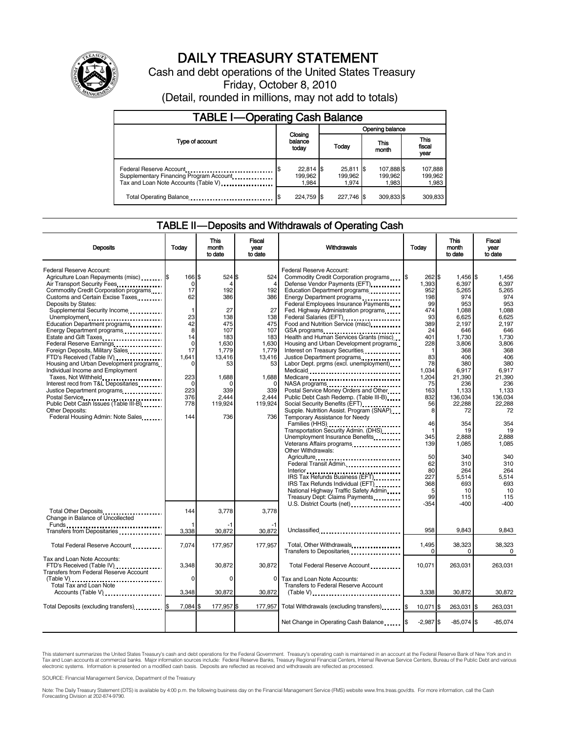# DAILY TREASURY STATEMENT

Cash and debt operations of the United States Treasury

Friday, October 8, 2010

(Detail, rounded in millions, may not add to totals)

## TABLE I—Operating Cash Balance

| Type of account | Closing balance today | Opening balance Today | Opening balance This month | Opening balance This fiscal year |
|---|---|---|---|---|
| Federal Reserve Account | $ 22,814 | $ 25,811 | $ 107,888 | $ 107,888 |
| Supplementary Financing Program Account | 199,962 | 199,962 | 199,962 | 199,962 |
| Tax and Loan Note Accounts (Table V) | 1,984 | 1,974 | 1,983 | 1,983 |
| Total Operating Balance | $ 224,759 | $ 227,746 | $ 309,833 | $ 309,833 |

## TABLE II—Deposits and Withdrawals of Operating Cash

| Deposits | Today | This month to date | Fiscal year to date |
|---|---|---|---|
| Federal Reserve Account: | | | |
| Agriculture Loan Repayments (misc) | $ 166 | $ 524 | $ 524 |
| Air Transport Security Fees | 0 | 4 | 4 |
| Commodity Credit Corporation programs | 17 | 192 | 192 |
| Customs and Certain Excise Taxes | 62 | 386 | 386 |
| Deposits by States: | | | |
| Supplemental Security Income | 1 | 27 | 27 |
| Unemployment | 23 | 138 | 138 |
| Education Department programs | 42 | 475 | 475 |
| Energy Department programs | 8 | 107 | 107 |
| Estate and Gift Taxes | 14 | 183 | 183 |
| Federal Reserve Earnings | 0 | 1,630 | 1,630 |
| Foreign Deposits, Military Sales | 17 | 1,779 | 1,779 |
| FTD's Received (Table IV) | 1,641 | 13,416 | 13,416 |
| Housing and Urban Development programs | 0 | 53 | 53 |
| Individual Income and Employment Taxes, Not Withheld | 223 | 1,688 | 1,688 |
| Interest recd from T&L Depositaries | 0 | 0 | 0 |
| Justice Department programs | 223 | 339 | 339 |
| Postal Service | 376 | 2,444 | 2,444 |
| Public Debt Cash Issues (Table III-B) | 778 | 119,924 | 119,924 |
| Other Deposits: | | | |
| Federal Housing Admin: Note Sales | 144 | 736 | 736 |
| Total Other Deposits | 144 | 3,778 | 3,778 |
| Change in Balance of Uncollected Funds | 1 | -1 | -1 |
| Transfers from Depositaries | 3,338 | 30,872 | 30,872 |
| Total Federal Reserve Account | 7,074 | 177,957 | 177,957 |
| Tax and Loan Note Accounts: | | | |
| FTD's Received (Table IV) | 3,348 | 30,872 | 30,872 |
| Transfers from Federal Reserve Account (Table V) | 0 | 0 | 0 |
| Total Tax and Loan Note Accounts (Table V) | 3,348 | 30,872 | 30,872 |
| Total Deposits (excluding transfers) | $ 7,084 | $ 177,957 | $ 177,957 |

| Withdrawals | Today | This month to date | Fiscal year to date |
|---|---|---|---|
| Federal Reserve Account: | | | |
| Commodity Credit Corporation programs | $ 262 | $ 1,456 | $ 1,456 |
| Defense Vendor Payments (EFT) | 1,393 | 6,397 | 6,397 |
| Education Department programs | 952 | 5,265 | 5,265 |
| Energy Department programs | 198 | 974 | 974 |
| Federal Employees Insurance Payments | 99 | 953 | 953 |
| Fed. Highway Administration programs | 474 | 1,088 | 1,088 |
| Federal Salaries (EFT) | 93 | 6,625 | 6,625 |
| Food and Nutrition Service (misc) | 389 | 2,197 | 2,197 |
| GSA programs | 24 | 646 | 646 |
| Health and Human Services Grants (misc) | 401 | 1,730 | 1,730 |
| Housing and Urban Development programs | 228 | 3,806 | 3,806 |
| Interest on Treasury Securities | 1 | 368 | 368 |
| Justice Department programs | 83 | 406 | 406 |
| Labor Dept. prgms (excl. unemployment) | 78 | 380 | 380 |
| Medicaid | 1,034 | 6,917 | 6,917 |
| Medicare | 1,204 | 21,390 | 21,390 |
| NASA programs | 75 | 236 | 236 |
| Postal Service Money Orders and Other | 163 | 1,133 | 1,133 |
| Public Debt Cash Redemp. (Table III-B) | 832 | 136,034 | 136,034 |
| Social Security Benefits (EFT) | 56 | 22,288 | 22,288 |
| Supple. Nutrition Assist. Program (SNAP) | 8 | 72 | 72 |
| Temporary Assistance for Needy Families (HHS) | 46 | 354 | 354 |
| Transportation Security Admin. (DHS) | 1 | 19 | 19 |
| Unemployment Insurance Benefits | 345 | 2,888 | 2,888 |
| Veterans Affairs programs | 139 | 1,085 | 1,085 |
| Other Withdrawals: | | | |
| Agriculture | 50 | 340 | 340 |
| Federal Transit Admin. | 62 | 310 | 310 |
| Interior | 80 | 264 | 264 |
| IRS Tax Refunds Business (EFT) | 227 | 5,514 | 5,514 |
| IRS Tax Refunds Individual (EFT) | 368 | 693 | 693 |
| National Highway Traffic Safety Admin | 5 | 10 | 10 |
| Treasury Dept: Claims Payments | 99 | 115 | 115 |
| U.S. District Courts (net) | -354 | -400 | -400 |
| Unclassified | 958 | 9,843 | 9,843 |
| Total, Other Withdrawals | 1,495 | 38,323 | 38,323 |
| Transfers to Depositaries | 0 | 0 | 0 |
| Total Federal Reserve Account | 10,071 | 263,031 | 263,031 |
| Tax and Loan Note Accounts: | | | |
| Transfers to Federal Reserve Account (Table V) | 3,338 | 30,872 | 30,872 |
| Total Withdrawals (excluding transfers) | $ 10,071 | $ 263,031 | $ 263,031 |
| Net Change in Operating Cash Balance | $ -2,987 | $ -85,074 | $ -85,074 |

This statement summarizes the United States Treasury's cash and debt operations for the Federal Government. Treasury's operating cash is maintained in an account at the Federal Reserve Bank of New York and in Tax and Loan accounts at commercial banks. Major information sources include: Federal Reserve Banks, Treasury Regional Financial Centers, Internal Revenue Service Centers, Bureau of the Public Debt and various electronic systems. Information is presented on a modified cash basis. Deposits are reflected as received and withdrawals are reflected as processed.

SOURCE: Financial Management Service, Department of the Treasury

Note: The Daily Treasury Statement (DTS) is available by 4:00 p.m. the following business day on the Financial Management Service (FMS) website www.fms.treas.gov/dts. For more information, call the Cash Forecasting Division at 202-874-9790.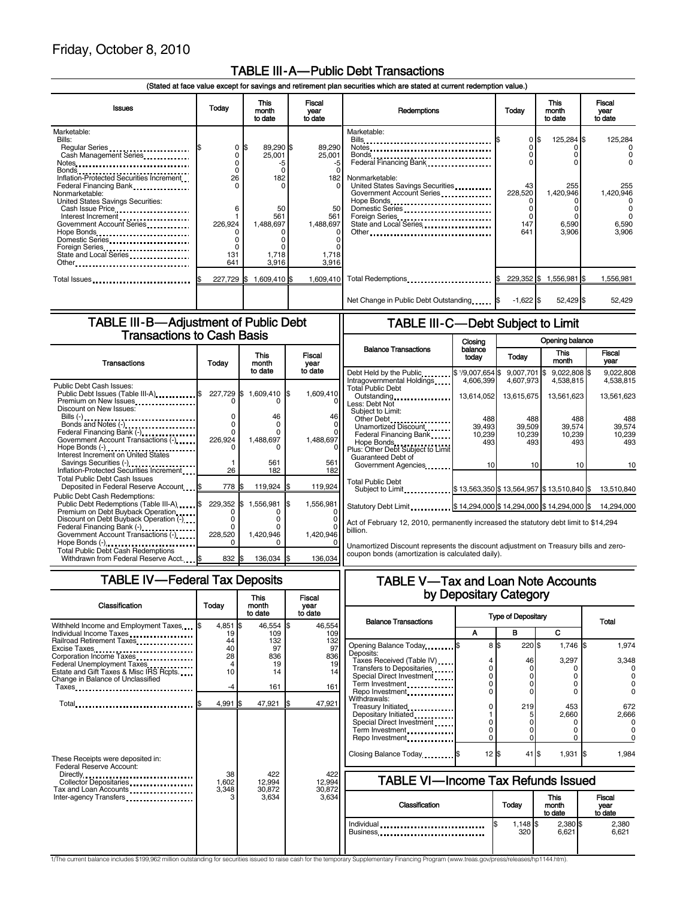Friday, October 8, 2010

## TABLE III-A—Public Debt Transactions

(Stated at face value except for savings and retirement plan securities which are stated at current redemption value.)

| Issues | Today | This month to date | Fiscal year to date |
|---|---|---|---|
| Marketable: | | | |
| Bills: | | | |
| Regular Series | $ 0 | $ 89,290 | $ 89,290 |
| Cash Management Series | 0 | 25,001 | 25,001 |
| Notes | 0 | -5 | -5 |
| Bonds | 0 | 0 | 0 |
| Inflation-Protected Securities Increment | 26 | 182 | 182 |
| Federal Financing Bank | 0 | 0 | 0 |
| Nonmarketable: | | | |
| United States Savings Securities: | | | |
| Cash Issue Price | 6 | 50 | 50 |
| Interest Increment | 1 | 561 | 561 |
| Government Account Series | 226,924 | 1,488,697 | 1,488,697 |
| Hope Bonds | 0 | 0 | 0 |
| Domestic Series | 0 | 0 | 0 |
| Foreign Series | 0 | 0 | 0 |
| State and Local Series | 131 | 1,718 | 1,718 |
| Other | 641 | 3,916 | 3,916 |
| Total Issues | $ 227,729 | $ 1,609,410 | $ 1,609,410 |

| Redemptions | Today | This month to date | Fiscal year to date |
|---|---|---|---|
| Marketable: | | | |
| Bills | $ 0 | $ 125,284 | $ 125,284 |
| Notes | 0 | 0 | 0 |
| Bonds | 0 | 0 | 0 |
| Federal Financing Bank | 0 | 0 | 0 |
| Nonmarketable: | | | |
| United States Savings Securities | 43 | 255 | 255 |
| Government Account Series | 228,520 | 1,420,946 | 1,420,946 |
| Hope Bonds | 0 | 0 | 0 |
| Domestic Series | 0 | 0 | 0 |
| Foreign Series | 0 | 0 | 0 |
| State and Local Series | 147 | 6,590 | 6,590 |
| Other | 641 | 3,906 | 3,906 |
| Total Redemptions | $ 229,352 | $ 1,556,981 | $ 1,556,981 |
| Net Change in Public Debt Outstanding | $ -1,622 | $ 52,429 | $ 52,429 |

## TABLE III-B—Adjustment of Public Debt Transactions to Cash Basis

| Transactions | Today | This month to date | Fiscal year to date |
|---|---|---|---|
| Public Debt Cash Issues: | | | |
| Public Debt Issues (Table III-A) | $ 227,729 | $ 1,609,410 | $ 1,609,410 |
| Premium on New Issues | 0 | 0 | 0 |
| Discount on New Issues: | | | |
| Bills (-) | 0 | 46 | 46 |
| Bonds and Notes (-) | 0 | 0 | 0 |
| Federal Financing Bank (-) | 0 | 0 | 0 |
| Government Account Transactions (-) | 226,924 | 1,488,697 | 1,488,697 |
| Hope Bonds (-) | 0 | 0 | 0 |
| Interest Increment on United States Savings Securities (-) | 1 | 561 | 561 |
| Inflation-Protected Securities Increment | 26 | 182 | 182 |
| Total Public Debt Cash Issues Deposited in Federal Reserve Account | $ 778 | $ 119,924 | $ 119,924 |
| Public Debt Cash Redemptions: | | | |
| Public Debt Redemptions (Table III-A) | $ 229,352 | $ 1,556,981 | $ 1,556,981 |
| Premium on Debt Buyback Operation | 0 | 0 | 0 |
| Discount on Debt Buyback Operation (-) | 0 | 0 | 0 |
| Federal Financing Bank (-) | 0 | 0 | 0 |
| Government Account Transactions (-) | 228,520 | 1,420,946 | 1,420,946 |
| Hope Bonds (-) | 0 | 0 | 0 |
| Total Public Debt Cash Redemptions Withdrawn from Federal Reserve Acct. | $ 832 | $ 136,034 | $ 136,034 |

## TABLE III-C—Debt Subject to Limit

| Balance Transactions | Closing balance today | Opening balance Today | Opening balance This month | Opening balance Fiscal year |
|---|---|---|---|---|
| Debt Held by the Public | $ [1]9,007,654 | $ 9,007,701 | $ 9,022,808 | $ 9,022,808 |
| Intragovernmental Holdings | 4,606,399 | 4,607,973 | 4,538,815 | 4,538,815 |
| Total Public Debt Outstanding | 13,614,052 | 13,615,675 | 13,561,623 | 13,561,623 |
| Less: Debt Not Subject to Limit: | | | | |
| Other Debt | 488 | 488 | 488 | 488 |
| Unamortized Discount | 39,493 | 39,509 | 39,574 | 39,574 |
| Federal Financing Bank | 10,239 | 10,239 | 10,239 | 10,239 |
| Hope Bonds | 493 | 493 | 493 | 493 |
| Plus: Other Debt Subject to Limit | | | | |
| Guaranteed Debt of Government Agencies | 10 | 10 | 10 | 10 |
| Total Public Debt Subject to Limit | $ 13,563,350 | $ 13,564,957 | $ 13,510,840 | $ 13,510,840 |
| Statutory Debt Limit | $ 14,294,000 | $ 14,294,000 | $ 14,294,000 | $ 14,294,000 |

Act of February 12, 2010, permanently increased the statutory debt limit to $14,294 billion.

Unamortized Discount represents the discount adjustment on Treasury bills and zero-coupon bonds (amortization is calculated daily).

## TABLE IV—Federal Tax Deposits

| Classification | Today | This month to date | Fiscal year to date |
|---|---|---|---|
| Withheld Income and Employment Taxes | $ 4,851 | $ 46,554 | $ 46,554 |
| Individual Income Taxes | 19 | 109 | 109 |
| Railroad Retirement Taxes | 44 | 132 | 132 |
| Excise Taxes | 40 | 97 | 97 |
| Corporation Income Taxes | 28 | 836 | 836 |
| Federal Unemployment Taxes | 4 | 19 | 19 |
| Estate and Gift Taxes & Misc IRS Rcpts. | 10 | 14 | 14 |
| Change in Balance of Unclassified Taxes | -4 | 161 | 161 |
| Total | $ 4,991 | $ 47,921 | $ 47,921 |
| These Receipts were deposited in: | | | |
| Federal Reserve Account: | | | |
| Directly | 38 | 422 | 422 |
| Collector Depositaries | 1,602 | 12,994 | 12,994 |
| Tax and Loan Accounts | 3,348 | 30,872 | 30,872 |
| Inter-agency Transfers | 3 | 3,634 | 3,634 |

## TABLE V—Tax and Loan Note Accounts by Depositary Category

| Balance Transactions | Type of Depositary A | Type of Depositary B | Type of Depositary C | Total |
|---|---|---|---|---|
| Opening Balance Today | $ 8 | $ 220 | $ 1,746 | $ 1,974 |
| Deposits: | | | | |
| Taxes Received (Table IV) | 4 | 46 | 3,297 | 3,348 |
| Transfers to Depositaries | 0 | 0 | 0 | 0 |
| Special Direct Investment | 0 | 0 | 0 | 0 |
| Term Investment | 0 | 0 | 0 | 0 |
| Repo Investment | 0 | 0 | 0 | 0 |
| Withdrawals: | | | | |
| Treasury Initiated | 0 | 219 | 453 | 672 |
| Depositary Initiated | 1 | 5 | 2,660 | 2,666 |
| Special Direct Investment | 0 | 0 | 0 | 0 |
| Term Investment | 0 | 0 | 0 | 0 |
| Repo Investment | 0 | 0 | 0 | 0 |
| Closing Balance Today | $ 12 | $ 41 | $ 1,931 | $ 1,984 |

## TABLE VI—Income Tax Refunds Issued

| Classification | Today | This month to date | Fiscal year to date |
|---|---|---|---|
| Individual | $ 1,148 | $ 2,380 | $ 2,380 |
| Business | 320 | 6,621 | 6,621 |

1/The current balance includes $199,962 million outstanding for securities issued to raise cash for the temporary Supplementary Financing Program (www.treas.gov/press/releases/hp1144.htm).